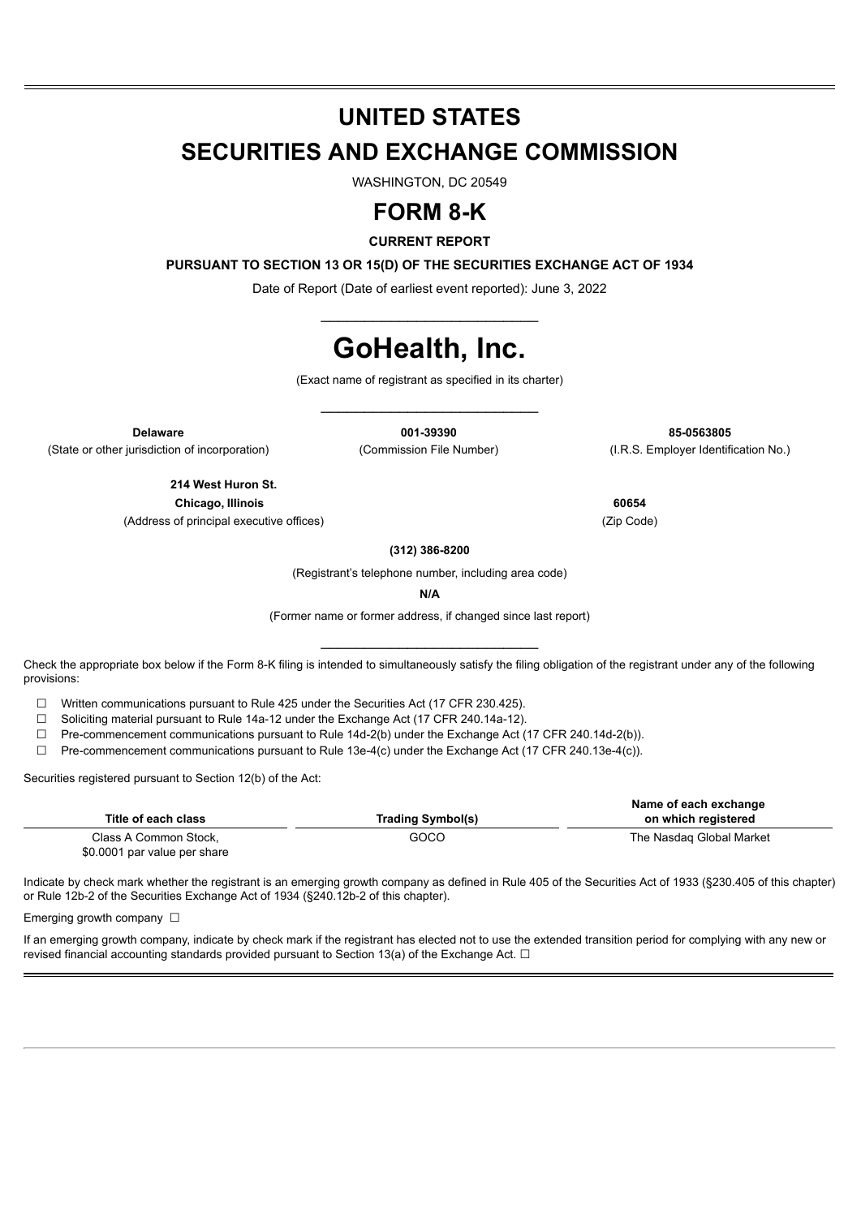# UNITED STATES
# SECURITIES AND EXCHANGE COMMISSION

WASHINGTON, DC 20549

# FORM 8-K

**CURRENT REPORT**

**PURSUANT TO SECTION 13 OR 15(D) OF THE SECURITIES EXCHANGE ACT OF 1934**

Date of Report (Date of earliest event reported): June 3, 2022

# GoHealth, Inc.

(Exact name of registrant as specified in its charter)

| **Delaware** | **001-39390** | **85-0563805** |
|---|---|---|
| (State or other jurisdiction of incorporation) | (Commission File Number) | (I.R.S. Employer Identification No.) |

| **214 West Huron St.** | |
|---|---|
| **Chicago, Illinois** | **60654** |
| (Address of principal executive offices) | (Zip Code) |

**(312) 386-8200**

(Registrant's telephone number, including area code)

**N/A**

(Former name or former address, if changed since last report)

Check the appropriate box below if the Form 8-K filing is intended to simultaneously satisfy the filing obligation of the registrant under any of the following provisions:

☐ Written communications pursuant to Rule 425 under the Securities Act (17 CFR 230.425).

☐ Soliciting material pursuant to Rule 14a-12 under the Exchange Act (17 CFR 240.14a-12).

☐ Pre-commencement communications pursuant to Rule 14d-2(b) under the Exchange Act (17 CFR 240.14d-2(b)).

☐ Pre-commencement communications pursuant to Rule 13e-4(c) under the Exchange Act (17 CFR 240.13e-4(c)).

Securities registered pursuant to Section 12(b) of the Act:

| Title of each class | Trading Symbol(s) | Name of each exchange on which registered |
|---|---|---|
| Class A Common Stock, $0.0001 par value per share | GOCO | The Nasdaq Global Market |

Indicate by check mark whether the registrant is an emerging growth company as defined in Rule 405 of the Securities Act of 1933 (§230.405 of this chapter) or Rule 12b-2 of the Securities Exchange Act of 1934 (§240.12b-2 of this chapter).

Emerging growth company ☐

If an emerging growth company, indicate by check mark if the registrant has elected not to use the extended transition period for complying with any new or revised financial accounting standards provided pursuant to Section 13(a) of the Exchange Act. ☐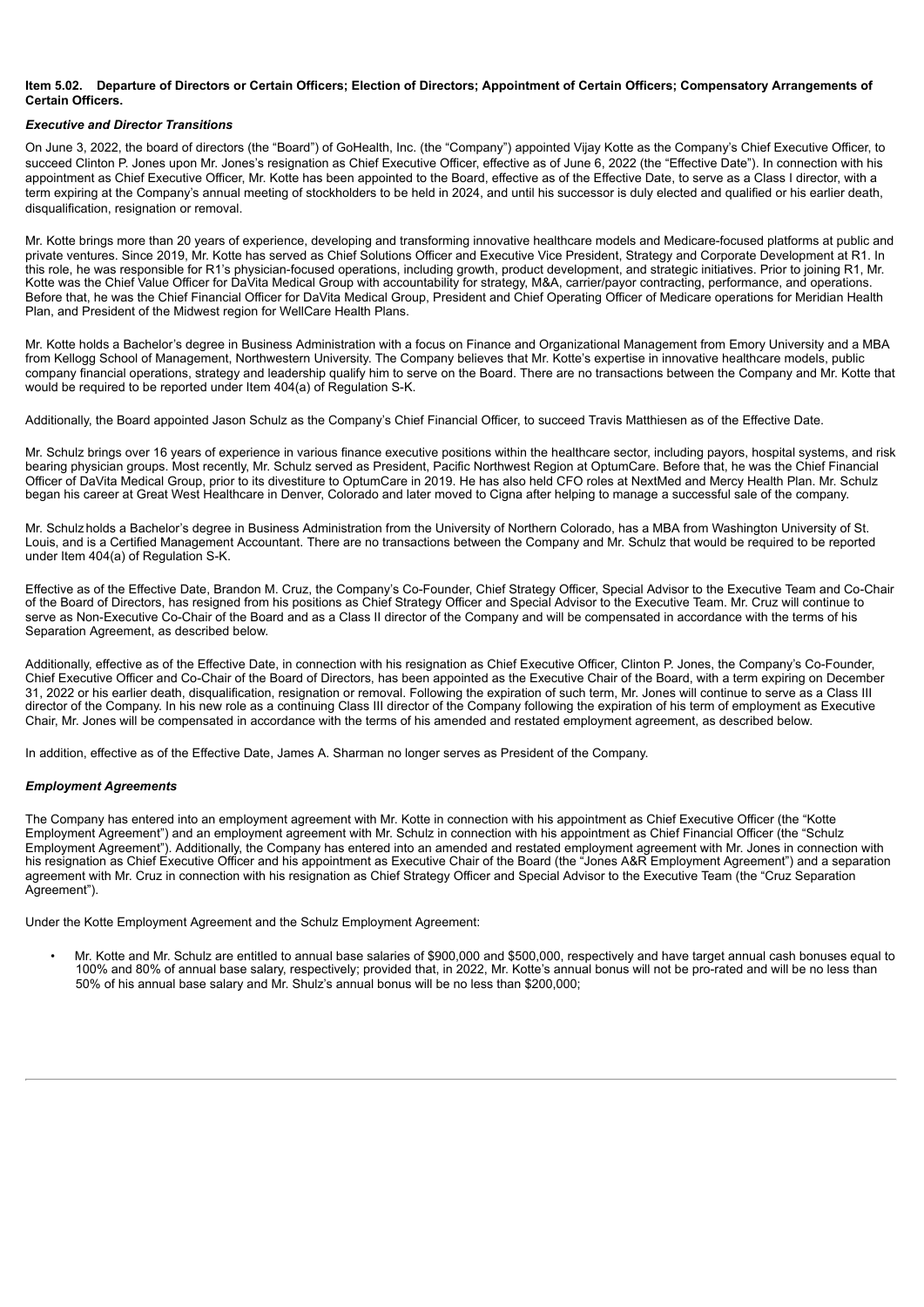**Item 5.02. Departure of Directors or Certain Officers; Election of Directors; Appointment of Certain Officers; Compensatory Arrangements of Certain Officers.**

***Executive and Director Transitions***

On June 3, 2022, the board of directors (the "Board") of GoHealth, Inc. (the "Company") appointed Vijay Kotte as the Company's Chief Executive Officer, to succeed Clinton P. Jones upon Mr. Jones's resignation as Chief Executive Officer, effective as of June 6, 2022 (the "Effective Date"). In connection with his appointment as Chief Executive Officer, Mr. Kotte has been appointed to the Board, effective as of the Effective Date, to serve as a Class I director, with a term expiring at the Company's annual meeting of stockholders to be held in 2024, and until his successor is duly elected and qualified or his earlier death, disqualification, resignation or removal.

Mr. Kotte brings more than 20 years of experience, developing and transforming innovative healthcare models and Medicare-focused platforms at public and private ventures. Since 2019, Mr. Kotte has served as Chief Solutions Officer and Executive Vice President, Strategy and Corporate Development at R1. In this role, he was responsible for R1's physician-focused operations, including growth, product development, and strategic initiatives. Prior to joining R1, Mr. Kotte was the Chief Value Officer for DaVita Medical Group with accountability for strategy, M&A, carrier/payor contracting, performance, and operations. Before that, he was the Chief Financial Officer for DaVita Medical Group, President and Chief Operating Officer of Medicare operations for Meridian Health Plan, and President of the Midwest region for WellCare Health Plans.

Mr. Kotte holds a Bachelor's degree in Business Administration with a focus on Finance and Organizational Management from Emory University and a MBA from Kellogg School of Management, Northwestern University. The Company believes that Mr. Kotte's expertise in innovative healthcare models, public company financial operations, strategy and leadership qualify him to serve on the Board. There are no transactions between the Company and Mr. Kotte that would be required to be reported under Item 404(a) of Regulation S-K.

Additionally, the Board appointed Jason Schulz as the Company's Chief Financial Officer, to succeed Travis Matthiesen as of the Effective Date.

Mr. Schulz brings over 16 years of experience in various finance executive positions within the healthcare sector, including payors, hospital systems, and risk bearing physician groups. Most recently, Mr. Schulz served as President, Pacific Northwest Region at OptumCare. Before that, he was the Chief Financial Officer of DaVita Medical Group, prior to its divestiture to OptumCare in 2019. He has also held CFO roles at NextMed and Mercy Health Plan. Mr. Schulz began his career at Great West Healthcare in Denver, Colorado and later moved to Cigna after helping to manage a successful sale of the company.

Mr. Schulz holds a Bachelor's degree in Business Administration from the University of Northern Colorado, has a MBA from Washington University of St. Louis, and is a Certified Management Accountant. There are no transactions between the Company and Mr. Schulz that would be required to be reported under Item 404(a) of Regulation S-K.

Effective as of the Effective Date, Brandon M. Cruz, the Company's Co-Founder, Chief Strategy Officer, Special Advisor to the Executive Team and Co-Chair of the Board of Directors, has resigned from his positions as Chief Strategy Officer and Special Advisor to the Executive Team. Mr. Cruz will continue to serve as Non-Executive Co-Chair of the Board and as a Class II director of the Company and will be compensated in accordance with the terms of his Separation Agreement, as described below.

Additionally, effective as of the Effective Date, in connection with his resignation as Chief Executive Officer, Clinton P. Jones, the Company's Co-Founder, Chief Executive Officer and Co-Chair of the Board of Directors, has been appointed as the Executive Chair of the Board, with a term expiring on December 31, 2022 or his earlier death, disqualification, resignation or removal. Following the expiration of such term, Mr. Jones will continue to serve as a Class III director of the Company. In his new role as a continuing Class III director of the Company following the expiration of his term of employment as Executive Chair, Mr. Jones will be compensated in accordance with the terms of his amended and restated employment agreement, as described below.

In addition, effective as of the Effective Date, James A. Sharman no longer serves as President of the Company.

***Employment Agreements***

The Company has entered into an employment agreement with Mr. Kotte in connection with his appointment as Chief Executive Officer (the "Kotte Employment Agreement") and an employment agreement with Mr. Schulz in connection with his appointment as Chief Financial Officer (the "Schulz Employment Agreement"). Additionally, the Company has entered into an amended and restated employment agreement with Mr. Jones in connection with his resignation as Chief Executive Officer and his appointment as Executive Chair of the Board (the "Jones A&R Employment Agreement") and a separation agreement with Mr. Cruz in connection with his resignation as Chief Strategy Officer and Special Advisor to the Executive Team (the "Cruz Separation Agreement").

Under the Kotte Employment Agreement and the Schulz Employment Agreement:

- Mr. Kotte and Mr. Schulz are entitled to annual base salaries of $900,000 and $500,000, respectively and have target annual cash bonuses equal to 100% and 80% of annual base salary, respectively; provided that, in 2022, Mr. Kotte's annual bonus will not be pro-rated and will be no less than 50% of his annual base salary and Mr. Shulz's annual bonus will be no less than $200,000;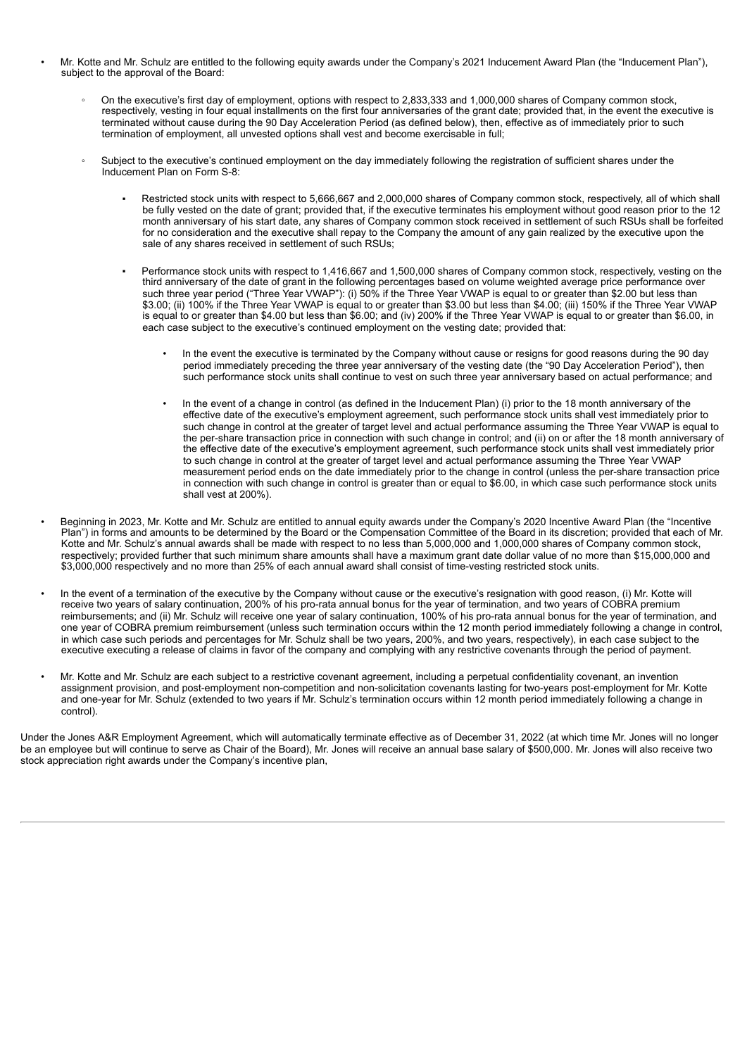- Mr. Kotte and Mr. Schulz are entitled to the following equity awards under the Company's 2021 Inducement Award Plan (the "Inducement Plan"), subject to the approval of the Board:
  - On the executive's first day of employment, options with respect to 2,833,333 and 1,000,000 shares of Company common stock, respectively, vesting in four equal installments on the first four anniversaries of the grant date; provided that, in the event the executive is terminated without cause during the 90 Day Acceleration Period (as defined below), then, effective as of immediately prior to such termination of employment, all unvested options shall vest and become exercisable in full;
  - Subject to the executive's continued employment on the day immediately following the registration of sufficient shares under the Inducement Plan on Form S-8:
    - Restricted stock units with respect to 5,666,667 and 2,000,000 shares of Company common stock, respectively, all of which shall be fully vested on the date of grant; provided that, if the executive terminates his employment without good reason prior to the 12 month anniversary of his start date, any shares of Company common stock received in settlement of such RSUs shall be forfeited for no consideration and the executive shall repay to the Company the amount of any gain realized by the executive upon the sale of any shares received in settlement of such RSUs;
    - Performance stock units with respect to 1,416,667 and 1,500,000 shares of Company common stock, respectively, vesting on the third anniversary of the date of grant in the following percentages based on volume weighted average price performance over such three year period ("Three Year VWAP"): (i) 50% if the Three Year VWAP is equal to or greater than $2.00 but less than $3.00; (ii) 100% if the Three Year VWAP is equal to or greater than $3.00 but less than $4.00; (iii) 150% if the Three Year VWAP is equal to or greater than $4.00 but less than $6.00; and (iv) 200% if the Three Year VWAP is equal to or greater than $6.00, in each case subject to the executive's continued employment on the vesting date; provided that:
      - In the event the executive is terminated by the Company without cause or resigns for good reasons during the 90 day period immediately preceding the three year anniversary of the vesting date (the "90 Day Acceleration Period"), then such performance stock units shall continue to vest on such three year anniversary based on actual performance; and
      - In the event of a change in control (as defined in the Inducement Plan) (i) prior to the 18 month anniversary of the effective date of the executive's employment agreement, such performance stock units shall vest immediately prior to such change in control at the greater of target level and actual performance assuming the Three Year VWAP is equal to the per-share transaction price in connection with such change in control; and (ii) on or after the 18 month anniversary of the effective date of the executive's employment agreement, such performance stock units shall vest immediately prior to such change in control at the greater of target level and actual performance assuming the Three Year VWAP measurement period ends on the date immediately prior to the change in control (unless the per-share transaction price in connection with such change in control is greater than or equal to $6.00, in which case such performance stock units shall vest at 200%).
- Beginning in 2023, Mr. Kotte and Mr. Schulz are entitled to annual equity awards under the Company's 2020 Incentive Award Plan (the "Incentive Plan") in forms and amounts to be determined by the Board or the Compensation Committee of the Board in its discretion; provided that each of Mr. Kotte and Mr. Schulz's annual awards shall be made with respect to no less than 5,000,000 and 1,000,000 shares of Company common stock, respectively; provided further that such minimum share amounts shall have a maximum grant date dollar value of no more than $15,000,000 and $3,000,000 respectively and no more than 25% of each annual award shall consist of time-vesting restricted stock units.
- In the event of a termination of the executive by the Company without cause or the executive's resignation with good reason, (i) Mr. Kotte will receive two years of salary continuation, 200% of his pro-rata annual bonus for the year of termination, and two years of COBRA premium reimbursements; and (ii) Mr. Schulz will receive one year of salary continuation, 100% of his pro-rata annual bonus for the year of termination, and one year of COBRA premium reimbursement (unless such termination occurs within the 12 month period immediately following a change in control, in which case such periods and percentages for Mr. Schulz shall be two years, 200%, and two years, respectively), in each case subject to the executive executing a release of claims in favor of the company and complying with any restrictive covenants through the period of payment.
- Mr. Kotte and Mr. Schulz are each subject to a restrictive covenant agreement, including a perpetual confidentiality covenant, an invention assignment provision, and post-employment non-competition and non-solicitation covenants lasting for two-years post-employment for Mr. Kotte and one-year for Mr. Schulz (extended to two years if Mr. Schulz's termination occurs within 12 month period immediately following a change in control).

Under the Jones A&R Employment Agreement, which will automatically terminate effective as of December 31, 2022 (at which time Mr. Jones will no longer be an employee but will continue to serve as Chair of the Board), Mr. Jones will receive an annual base salary of $500,000. Mr. Jones will also receive two stock appreciation right awards under the Company's incentive plan,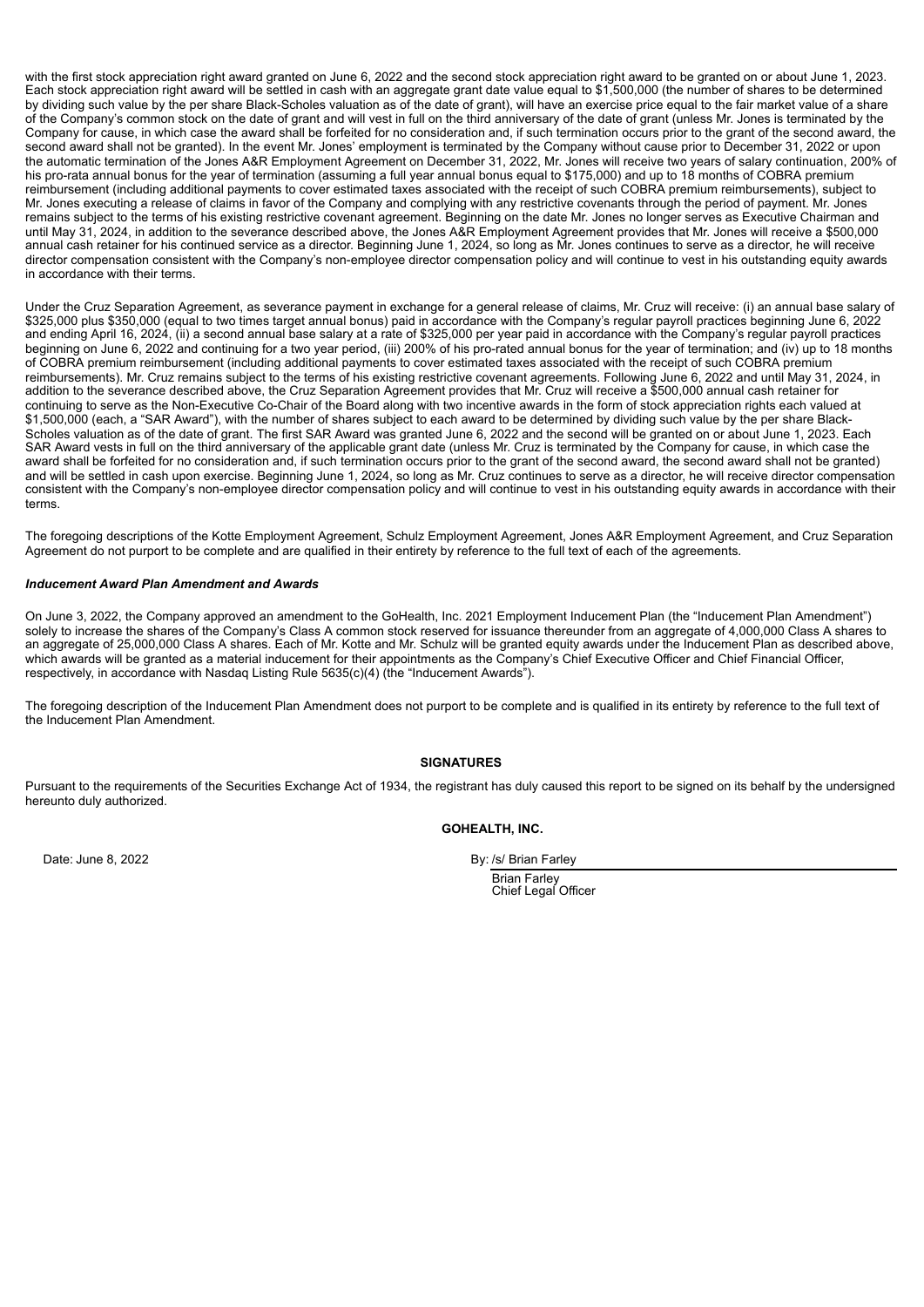with the first stock appreciation right award granted on June 6, 2022 and the second stock appreciation right award to be granted on or about June 1, 2023. Each stock appreciation right award will be settled in cash with an aggregate grant date value equal to $1,500,000 (the number of shares to be determined by dividing such value by the per share Black-Scholes valuation as of the date of grant), will have an exercise price equal to the fair market value of a share of the Company's common stock on the date of grant and will vest in full on the third anniversary of the date of grant (unless Mr. Jones is terminated by the Company for cause, in which case the award shall be forfeited for no consideration and, if such termination occurs prior to the grant of the second award, the second award shall not be granted). In the event Mr. Jones' employment is terminated by the Company without cause prior to December 31, 2022 or upon the automatic termination of the Jones A&R Employment Agreement on December 31, 2022, Mr. Jones will receive two years of salary continuation, 200% of his pro-rata annual bonus for the year of termination (assuming a full year annual bonus equal to $175,000) and up to 18 months of COBRA premium reimbursement (including additional payments to cover estimated taxes associated with the receipt of such COBRA premium reimbursements), subject to Mr. Jones executing a release of claims in favor of the Company and complying with any restrictive covenants through the period of payment. Mr. Jones remains subject to the terms of his existing restrictive covenant agreement. Beginning on the date Mr. Jones no longer serves as Executive Chairman and until May 31, 2024, in addition to the severance described above, the Jones A&R Employment Agreement provides that Mr. Jones will receive a $500,000 annual cash retainer for his continued service as a director. Beginning June 1, 2024, so long as Mr. Jones continues to serve as a director, he will receive director compensation consistent with the Company's non-employee director compensation policy and will continue to vest in his outstanding equity awards in accordance with their terms.

Under the Cruz Separation Agreement, as severance payment in exchange for a general release of claims, Mr. Cruz will receive: (i) an annual base salary of $325,000 plus $350,000 (equal to two times target annual bonus) paid in accordance with the Company's regular payroll practices beginning June 6, 2022 and ending April 16, 2024, (ii) a second annual base salary at a rate of $325,000 per year paid in accordance with the Company's regular payroll practices beginning on June 6, 2022 and continuing for a two year period, (iii) 200% of his pro-rated annual bonus for the year of termination; and (iv) up to 18 months of COBRA premium reimbursement (including additional payments to cover estimated taxes associated with the receipt of such COBRA premium reimbursements). Mr. Cruz remains subject to the terms of his existing restrictive covenant agreements. Following June 6, 2022 and until May 31, 2024, in addition to the severance described above, the Cruz Separation Agreement provides that Mr. Cruz will receive a $500,000 annual cash retainer for continuing to serve as the Non-Executive Co-Chair of the Board along with two incentive awards in the form of stock appreciation rights each valued at $1,500,000 (each, a "SAR Award"), with the number of shares subject to each award to be determined by dividing such value by the per share Black-Scholes valuation as of the date of grant. The first SAR Award was granted June 6, 2022 and the second will be granted on or about June 1, 2023. Each SAR Award vests in full on the third anniversary of the applicable grant date (unless Mr. Cruz is terminated by the Company for cause, in which case the award shall be forfeited for no consideration and, if such termination occurs prior to the grant of the second award, the second award shall not be granted) and will be settled in cash upon exercise. Beginning June 1, 2024, so long as Mr. Cruz continues to serve as a director, he will receive director compensation consistent with the Company's non-employee director compensation policy and will continue to vest in his outstanding equity awards in accordance with their terms.

The foregoing descriptions of the Kotte Employment Agreement, Schulz Employment Agreement, Jones A&R Employment Agreement, and Cruz Separation Agreement do not purport to be complete and are qualified in their entirety by reference to the full text of each of the agreements.

***Inducement Award Plan Amendment and Awards***

On June 3, 2022, the Company approved an amendment to the GoHealth, Inc. 2021 Employment Inducement Plan (the "Inducement Plan Amendment") solely to increase the shares of the Company's Class A common stock reserved for issuance thereunder from an aggregate of 4,000,000 Class A shares to an aggregate of 25,000,000 Class A shares. Each of Mr. Kotte and Mr. Schulz will be granted equity awards under the Inducement Plan as described above, which awards will be granted as a material inducement for their appointments as the Company's Chief Executive Officer and Chief Financial Officer, respectively, in accordance with Nasdaq Listing Rule 5635(c)(4) (the "Inducement Awards").

The foregoing description of the Inducement Plan Amendment does not purport to be complete and is qualified in its entirety by reference to the full text of the Inducement Plan Amendment.

**SIGNATURES**

Pursuant to the requirements of the Securities Exchange Act of 1934, the registrant has duly caused this report to be signed on its behalf by the undersigned hereunto duly authorized.

**GOHEALTH, INC.**

Date: June 8, 2022

By: /s/ Brian Farley

Brian Farley
Chief Legal Officer